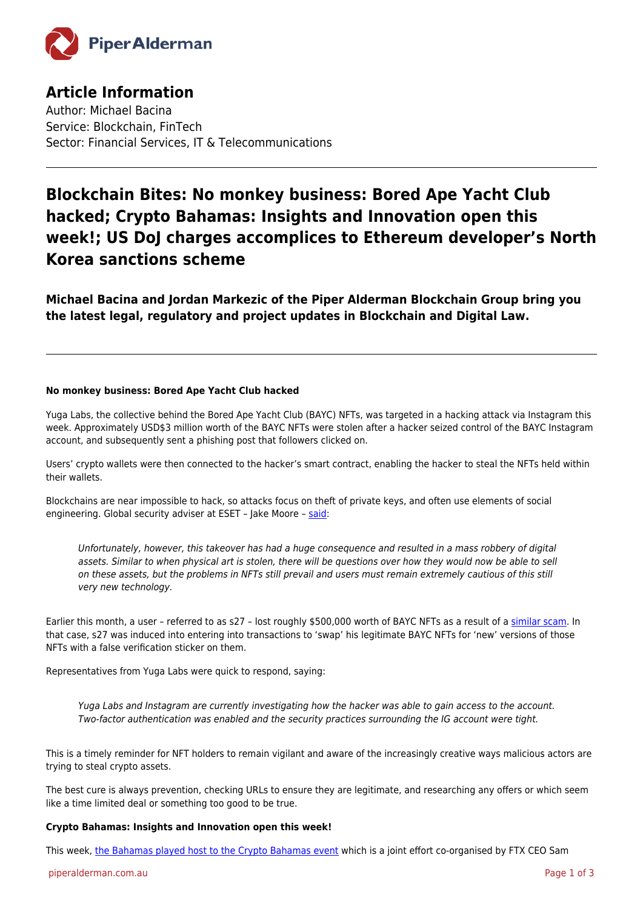## Article Information

Author: Michael Bacina
Service: Blockchain, FinTech
Sector: Financial Services, IT & Telecommunications

---

# Blockchain Bites: No monkey business: Bored Ape Yacht Club hacked; Crypto Bahamas: Insights and Innovation open this week!; US DoJ charges accomplices to Ethereum developer's North Korea sanctions scheme

### Michael Bacina and Jordan Markezic of the Piper Alderman Blockchain Group bring you the latest legal, regulatory and project updates in Blockchain and Digital Law.

---

**No monkey business: Bored Ape Yacht Club hacked**

Yuga Labs, the collective behind the Bored Ape Yacht Club (BAYC) NFTs, was targeted in a hacking attack via Instagram this week. Approximately USD$3 million worth of the BAYC NFTs were stolen after a hacker seized control of the BAYC Instagram account, and subsequently sent a phishing post that followers clicked on.

Users' crypto wallets were then connected to the hacker's smart contract, enabling the hacker to steal the NFTs held within their wallets.

Blockchains are near impossible to hack, so attacks focus on theft of private keys, and often use elements of social engineering. Global security adviser at ESET – Jake Moore – said:

> *Unfortunately, however, this takeover has had a huge consequence and resulted in a mass robbery of digital assets. Similar to when physical art is stolen, there will be questions over how they would now be able to sell on these assets, but the problems in NFTs still prevail and users must remain extremely cautious of this still very new technology.*

Earlier this month, a user – referred to as s27 – lost roughly $500,000 worth of BAYC NFTs as a result of a similar scam. In that case, s27 was induced into entering into transactions to 'swap' his legitimate BAYC NFTs for 'new' versions of those NFTs with a false verification sticker on them.

Representatives from Yuga Labs were quick to respond, saying:

> *Yuga Labs and Instagram are currently investigating how the hacker was able to gain access to the account. Two-factor authentication was enabled and the security practices surrounding the IG account were tight.*

This is a timely reminder for NFT holders to remain vigilant and aware of the increasingly creative ways malicious actors are trying to steal crypto assets.

The best cure is always prevention, checking URLs to ensure they are legitimate, and researching any offers or which seem like a time limited deal or something too good to be true.

**Crypto Bahamas: Insights and Innovation open this week!**

This week, the Bahamas played host to the Crypto Bahamas event which is a joint effort co-organised by FTX CEO Sam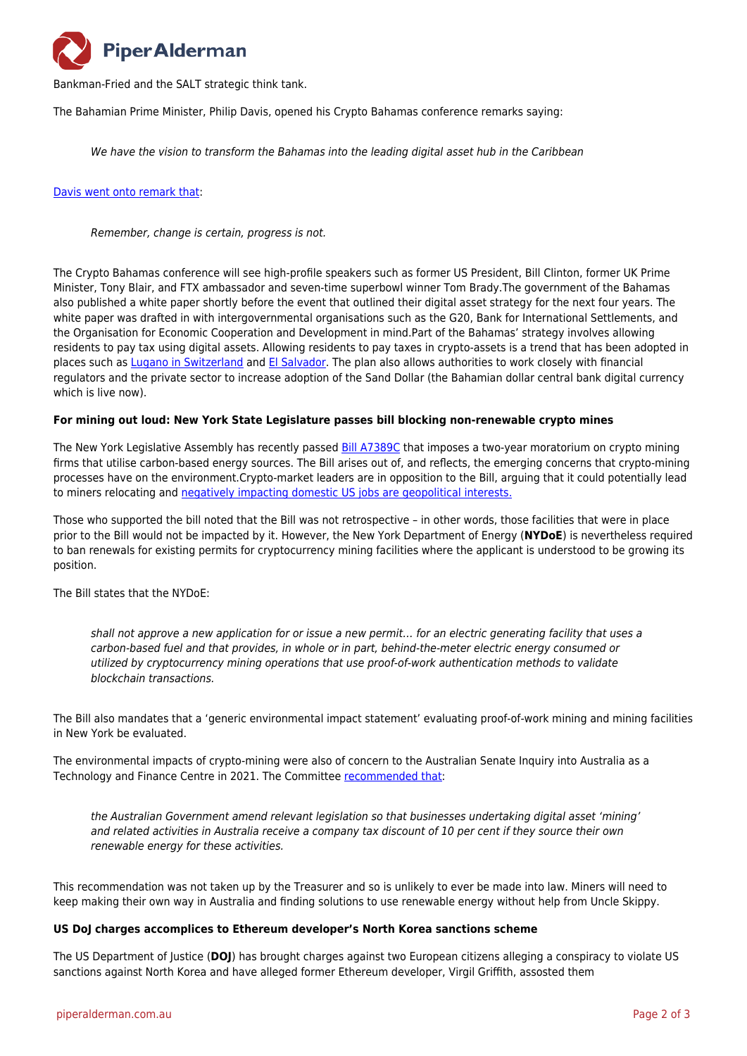Bankman-Fried and the SALT strategic think tank.

The Bahamian Prime Minister, Philip Davis, opened his Crypto Bahamas conference remarks saying:

> *We have the vision to transform the Bahamas into the leading digital asset hub in the Caribbean*

[Davis went onto remark that]:

> *Remember, change is certain, progress is not.*

The Crypto Bahamas conference will see high-profile speakers such as former US President, Bill Clinton, former UK Prime Minister, Tony Blair, and FTX ambassador and seven-time superbowl winner Tom Brady.The government of the Bahamas also published a white paper shortly before the event that outlined their digital asset strategy for the next four years. The white paper was drafted in with intergovernmental organisations such as the G20, Bank for International Settlements, and the Organisation for Economic Cooperation and Development in mind.Part of the Bahamas' strategy involves allowing residents to pay tax using digital assets. Allowing residents to pay taxes in crypto-assets is a trend that has been adopted in places such as [Lugano in Switzerland] and [El Salvador]. The plan also allows authorities to work closely with financial regulators and the private sector to increase adoption of the Sand Dollar (the Bahamian dollar central bank digital currency which is live now).

**For mining out loud: New York State Legislature passes bill blocking non-renewable crypto mines**

The New York Legislative Assembly has recently passed [Bill A7389C] that imposes a two-year moratorium on crypto mining firms that utilise carbon-based energy sources. The Bill arises out of, and reflects, the emerging concerns that crypto-mining processes have on the environment.Crypto-market leaders are in opposition to the Bill, arguing that it could potentially lead to miners relocating and [negatively impacting domestic US jobs are geopolitical interests.]

Those who supported the bill noted that the Bill was not retrospective – in other words, those facilities that were in place prior to the Bill would not be impacted by it. However, the New York Department of Energy (**NYDoE**) is nevertheless required to ban renewals for existing permits for cryptocurrency mining facilities where the applicant is understood to be growing its position.

The Bill states that the NYDoE:

> *shall not approve a new application for or issue a new permit… for an electric generating facility that uses a carbon-based fuel and that provides, in whole or in part, behind-the-meter electric energy consumed or utilized by cryptocurrency mining operations that use proof-of-work authentication methods to validate blockchain transactions.*

The Bill also mandates that a 'generic environmental impact statement' evaluating proof-of-work mining and mining facilities in New York be evaluated.

The environmental impacts of crypto-mining were also of concern to the Australian Senate Inquiry into Australia as a Technology and Finance Centre in 2021. The Committee [recommended that]:

> *the Australian Government amend relevant legislation so that businesses undertaking digital asset 'mining' and related activities in Australia receive a company tax discount of 10 per cent if they source their own renewable energy for these activities.*

This recommendation was not taken up by the Treasurer and so is unlikely to ever be made into law. Miners will need to keep making their own way in Australia and finding solutions to use renewable energy without help from Uncle Skippy.

**US DoJ charges accomplices to Ethereum developer's North Korea sanctions scheme**

The US Department of Justice (**DOJ**) has brought charges against two European citizens alleging a conspiracy to violate US sanctions against North Korea and have alleged former Ethereum developer, Virgil Griffith, assosted them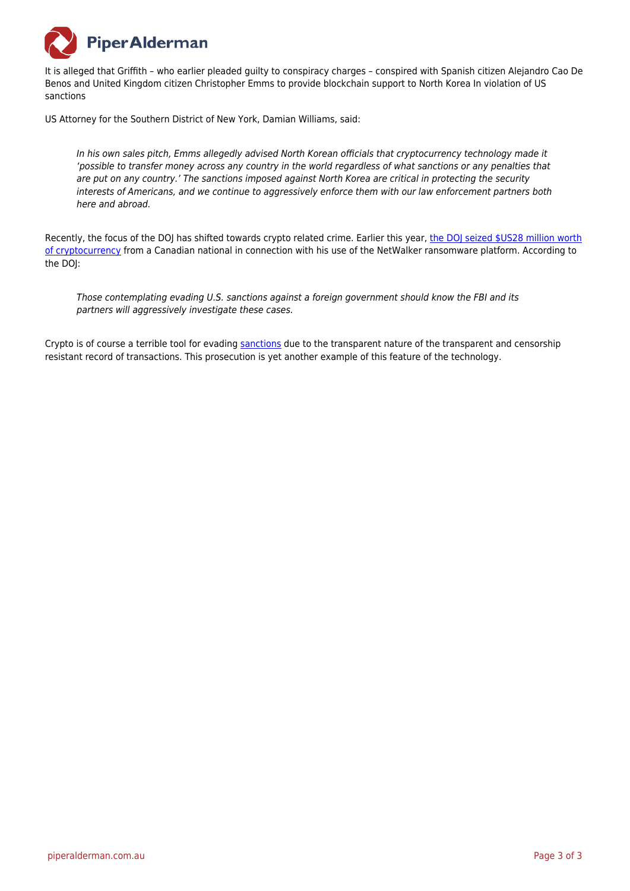It is alleged that Griffith – who earlier pleaded guilty to conspiracy charges – conspired with Spanish citizen Alejandro Cao De Benos and United Kingdom citizen Christopher Emms to provide blockchain support to North Korea In violation of US sanctions

US Attorney for the Southern District of New York, Damian Williams, said:

> *In his own sales pitch, Emms allegedly advised North Korean officials that cryptocurrency technology made it 'possible to transfer money across any country in the world regardless of what sanctions or any penalties that are put on any country.' The sanctions imposed against North Korea are critical in protecting the security interests of Americans, and we continue to aggressively enforce them with our law enforcement partners both here and abroad.*

Recently, the focus of the DOJ has shifted towards crypto related crime. Earlier this year, [the DOJ seized $US28 million worth of cryptocurrency]() from a Canadian national in connection with his use of the NetWalker ransomware platform. According to the DOJ:

> *Those contemplating evading U.S. sanctions against a foreign government should know the FBI and its partners will aggressively investigate these cases.*

Crypto is of course a terrible tool for evading [sanctions]() due to the transparent nature of the transparent and censorship resistant record of transactions. This prosecution is yet another example of this feature of the technology.